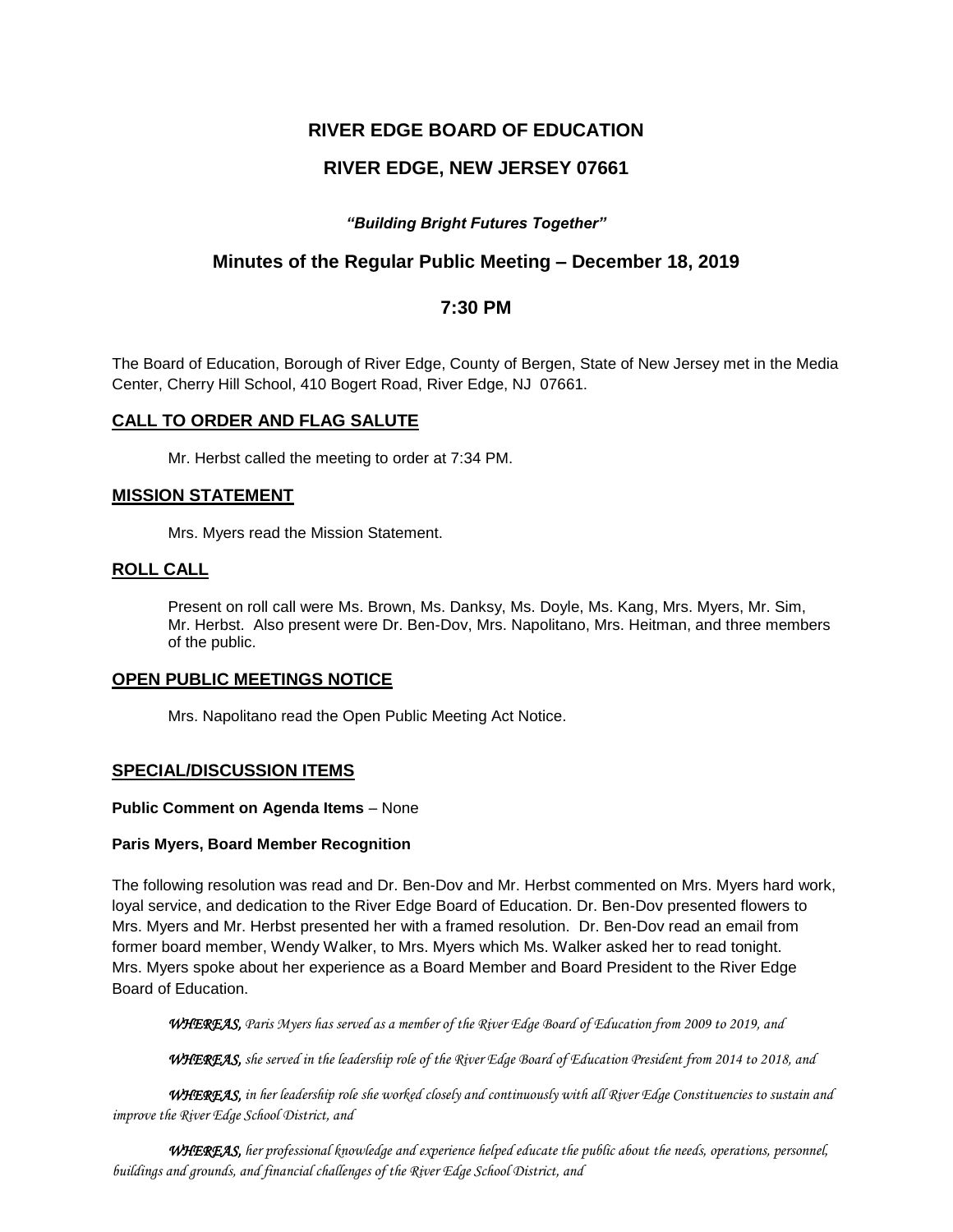# RIVER EDGE BOARD OF EDUCATION

## RIVER EDGE, NEW JERSEY 07661

***"Building Bright Futures Together"***

### Minutes of the Regular Public Meeting – December 18, 2019

### 7:30 PM

The Board of Education, Borough of River Edge, County of Bergen, State of New Jersey met in the Media Center, Cherry Hill School, 410 Bogert Road, River Edge, NJ 07661.

## CALL TO ORDER AND FLAG SALUTE

Mr. Herbst called the meeting to order at 7:34 PM.

## MISSION STATEMENT

Mrs. Myers read the Mission Statement.

## ROLL CALL

Present on roll call were Ms. Brown, Ms. Danksy, Ms. Doyle, Ms. Kang, Mrs. Myers, Mr. Sim, Mr. Herbst. Also present were Dr. Ben-Dov, Mrs. Napolitano, Mrs. Heitman, and three members of the public.

## OPEN PUBLIC MEETINGS NOTICE

Mrs. Napolitano read the Open Public Meeting Act Notice.

## SPECIAL/DISCUSSION ITEMS

**Public Comment on Agenda Items** – None

**Paris Myers, Board Member Recognition**

The following resolution was read and Dr. Ben-Dov and Mr. Herbst commented on Mrs. Myers hard work, loyal service, and dedication to the River Edge Board of Education. Dr. Ben-Dov presented flowers to Mrs. Myers and Mr. Herbst presented her with a framed resolution. Dr. Ben-Dov read an email from former board member, Wendy Walker, to Mrs. Myers which Ms. Walker asked her to read tonight. Mrs. Myers spoke about her experience as a Board Member and Board President to the River Edge Board of Education.

***WHEREAS,*** *Paris Myers has served as a member of the River Edge Board of Education from 2009 to 2019, and*

***WHEREAS,*** *she served in the leadership role of the River Edge Board of Education President from 2014 to 2018, and*

***WHEREAS,*** *in her leadership role she worked closely and continuously with all River Edge Constituencies to sustain and improve the River Edge School District, and*

***WHEREAS,*** *her professional knowledge and experience helped educate the public about the needs, operations, personnel, buildings and grounds, and financial challenges of the River Edge School District, and*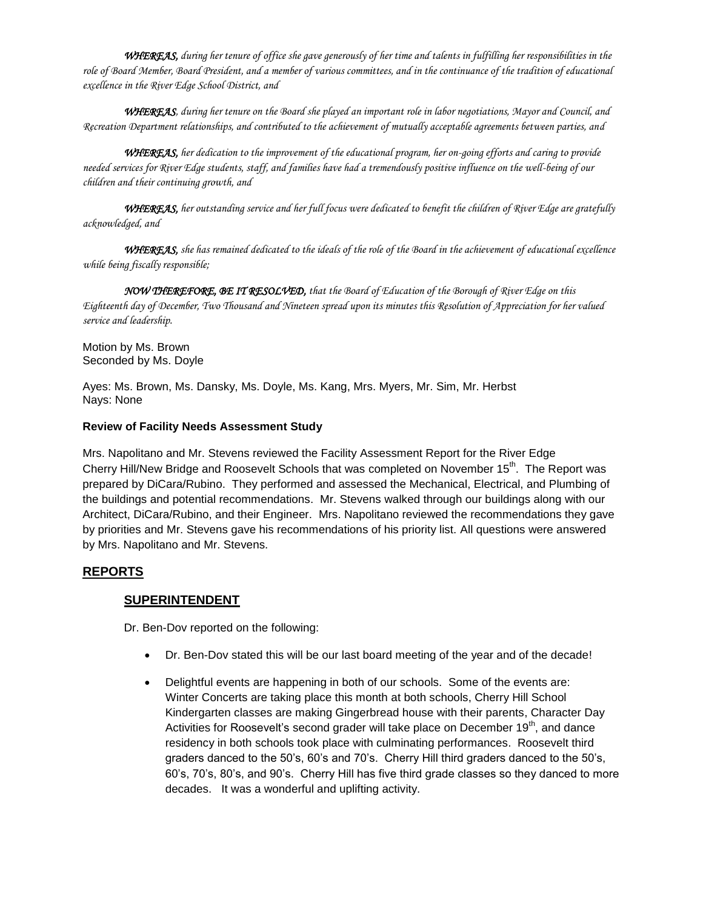***WHEREAS,*** *during her tenure of office she gave generously of her time and talents in fulfilling her responsibilities in the role of Board Member, Board President, and a member of various committees, and in the continuance of the tradition of educational excellence in the River Edge School District, and*

***WHEREAS****, during her tenure on the Board she played an important role in labor negotiations, Mayor and Council, and Recreation Department relationships, and contributed to the achievement of mutually acceptable agreements between parties, and*

***WHEREAS,*** *her dedication to the improvement of the educational program, her on-going efforts and caring to provide needed services for River Edge students, staff, and families have had a tremendously positive influence on the well-being of our children and their continuing growth, and*

***WHEREAS,*** *her outstanding service and her full focus were dedicated to benefit the children of River Edge are gratefully acknowledged, and*

***WHEREAS,*** *she has remained dedicated to the ideals of the role of the Board in the achievement of educational excellence while being fiscally responsible;*

***NOW THEREFORE, BE IT RESOLVED,*** *that the Board of Education of the Borough of River Edge on this Eighteenth day of December, Two Thousand and Nineteen spread upon its minutes this Resolution of Appreciation for her valued service and leadership.*

Motion by Ms. Brown
Seconded by Ms. Doyle

Ayes: Ms. Brown, Ms. Dansky, Ms. Doyle, Ms. Kang, Mrs. Myers, Mr. Sim, Mr. Herbst
Nays: None

**Review of Facility Needs Assessment Study**

Mrs. Napolitano and Mr. Stevens reviewed the Facility Assessment Report for the River Edge Cherry Hill/New Bridge and Roosevelt Schools that was completed on November 15th. The Report was prepared by DiCara/Rubino. They performed and assessed the Mechanical, Electrical, and Plumbing of the buildings and potential recommendations. Mr. Stevens walked through our buildings along with our Architect, DiCara/Rubino, and their Engineer. Mrs. Napolitano reviewed the recommendations they gave by priorities and Mr. Stevens gave his recommendations of his priority list. All questions were answered by Mrs. Napolitano and Mr. Stevens.

## REPORTS

### SUPERINTENDENT

Dr. Ben-Dov reported on the following:

- Dr. Ben-Dov stated this will be our last board meeting of the year and of the decade!
- Delightful events are happening in both of our schools. Some of the events are: Winter Concerts are taking place this month at both schools, Cherry Hill School Kindergarten classes are making Gingerbread house with their parents, Character Day Activities for Roosevelt's second grader will take place on December 19th, and dance residency in both schools took place with culminating performances. Roosevelt third graders danced to the 50's, 60's and 70's. Cherry Hill third graders danced to the 50's, 60's, 70's, 80's, and 90's. Cherry Hill has five third grade classes so they danced to more decades. It was a wonderful and uplifting activity.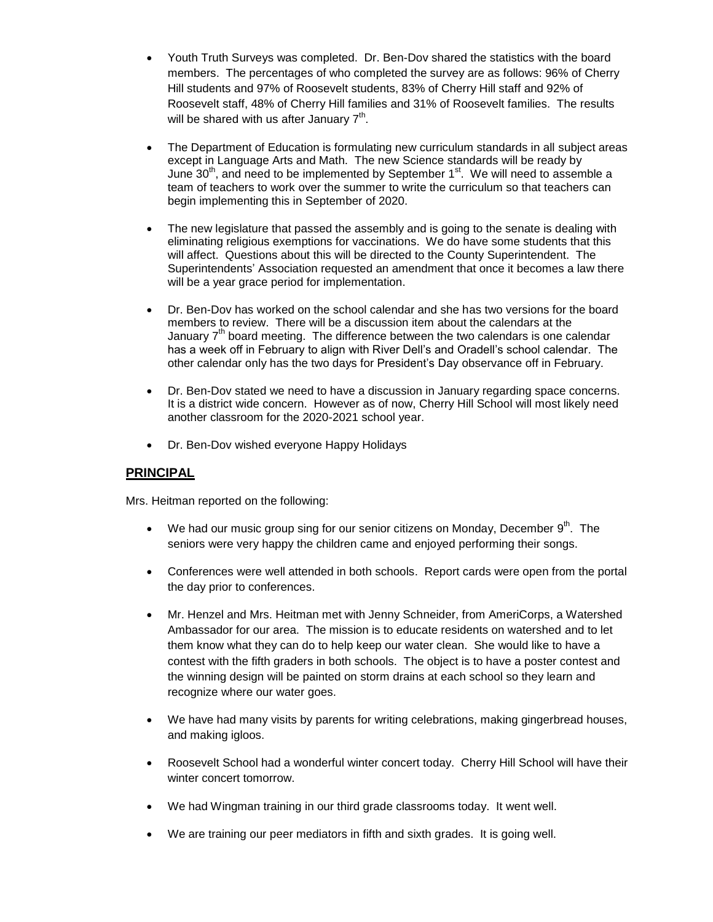- Youth Truth Surveys was completed. Dr. Ben-Dov shared the statistics with the board members. The percentages of who completed the survey are as follows: 96% of Cherry Hill students and 97% of Roosevelt students, 83% of Cherry Hill staff and 92% of Roosevelt staff, 48% of Cherry Hill families and 31% of Roosevelt families. The results will be shared with us after January 7th.

- The Department of Education is formulating new curriculum standards in all subject areas except in Language Arts and Math. The new Science standards will be ready by June 30th, and need to be implemented by September 1st. We will need to assemble a team of teachers to work over the summer to write the curriculum so that teachers can begin implementing this in September of 2020.

- The new legislature that passed the assembly and is going to the senate is dealing with eliminating religious exemptions for vaccinations. We do have some students that this will affect. Questions about this will be directed to the County Superintendent. The Superintendents' Association requested an amendment that once it becomes a law there will be a year grace period for implementation.

- Dr. Ben-Dov has worked on the school calendar and she has two versions for the board members to review. There will be a discussion item about the calendars at the January 7th board meeting. The difference between the two calendars is one calendar has a week off in February to align with River Dell's and Oradell's school calendar. The other calendar only has the two days for President's Day observance off in February.

- Dr. Ben-Dov stated we need to have a discussion in January regarding space concerns. It is a district wide concern. However as of now, Cherry Hill School will most likely need another classroom for the 2020-2021 school year.

- Dr. Ben-Dov wished everyone Happy Holidays

## PRINCIPAL

Mrs. Heitman reported on the following:

- We had our music group sing for our senior citizens on Monday, December 9th. The seniors were very happy the children came and enjoyed performing their songs.

- Conferences were well attended in both schools. Report cards were open from the portal the day prior to conferences.

- Mr. Henzel and Mrs. Heitman met with Jenny Schneider, from AmeriCorps, a Watershed Ambassador for our area. The mission is to educate residents on watershed and to let them know what they can do to help keep our water clean. She would like to have a contest with the fifth graders in both schools. The object is to have a poster contest and the winning design will be painted on storm drains at each school so they learn and recognize where our water goes.

- We have had many visits by parents for writing celebrations, making gingerbread houses, and making igloos.

- Roosevelt School had a wonderful winter concert today. Cherry Hill School will have their winter concert tomorrow.

- We had Wingman training in our third grade classrooms today. It went well.

- We are training our peer mediators in fifth and sixth grades. It is going well.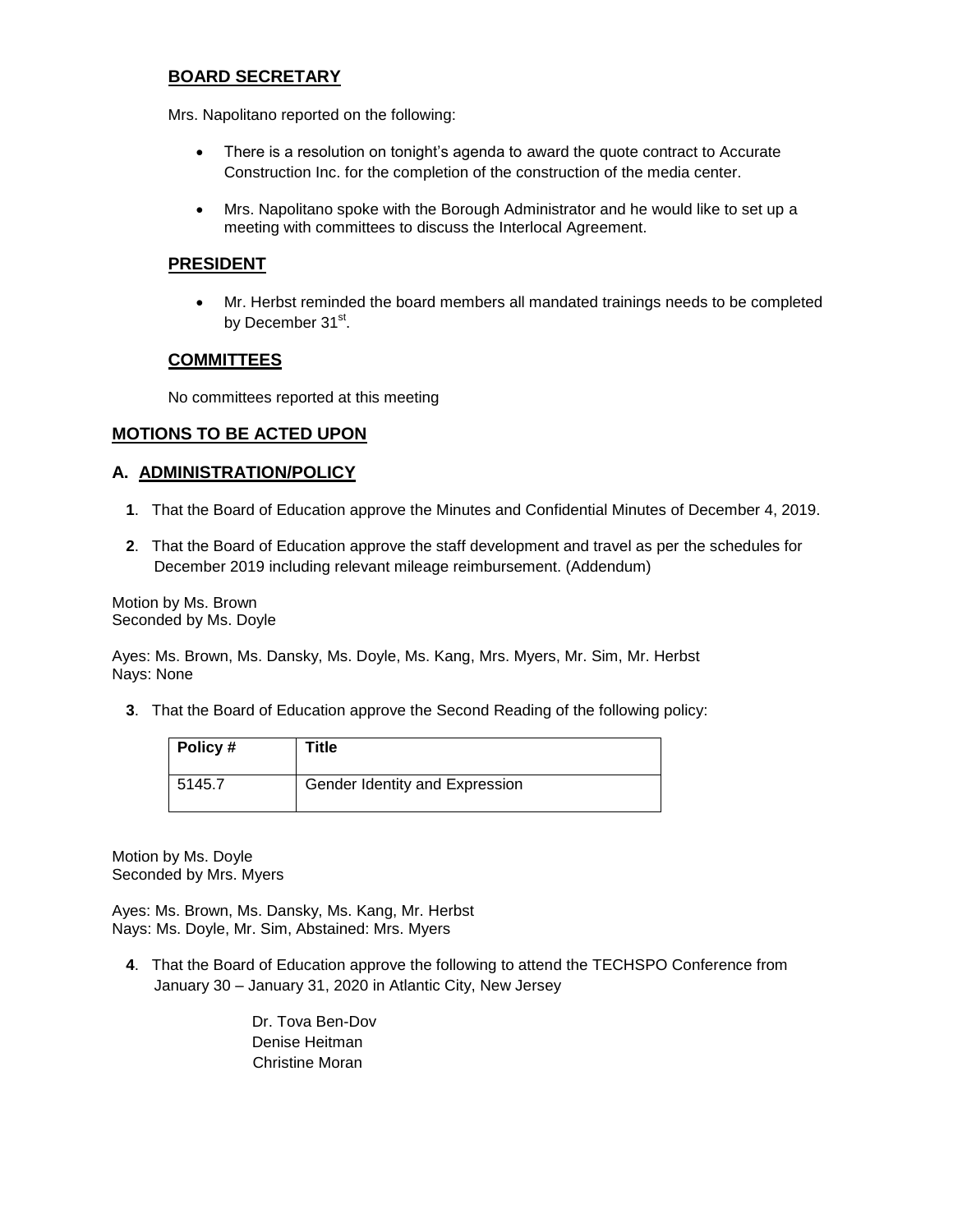## BOARD SECRETARY

Mrs. Napolitano reported on the following:

- There is a resolution on tonight's agenda to award the quote contract to Accurate Construction Inc. for the completion of the construction of the media center.
- Mrs. Napolitano spoke with the Borough Administrator and he would like to set up a meeting with committees to discuss the Interlocal Agreement.

## PRESIDENT

- Mr. Herbst reminded the board members all mandated trainings needs to be completed by December 31st.

## COMMITTEES

No committees reported at this meeting

## MOTIONS TO BE ACTED UPON

## A. ADMINISTRATION/POLICY

**1**. That the Board of Education approve the Minutes and Confidential Minutes of December 4, 2019.

**2**. That the Board of Education approve the staff development and travel as per the schedules for December 2019 including relevant mileage reimbursement. (Addendum)

Motion by Ms. Brown
Seconded by Ms. Doyle

Ayes: Ms. Brown, Ms. Dansky, Ms. Doyle, Ms. Kang, Mrs. Myers, Mr. Sim, Mr. Herbst
Nays: None

**3**. That the Board of Education approve the Second Reading of the following policy:

| Policy # | Title |
|---|---|
| 5145.7 | Gender Identity and Expression |

Motion by Ms. Doyle
Seconded by Mrs. Myers

Ayes: Ms. Brown, Ms. Dansky, Ms. Kang, Mr. Herbst
Nays: Ms. Doyle, Mr. Sim, Abstained: Mrs. Myers

**4**. That the Board of Education approve the following to attend the TECHSPO Conference from January 30 – January 31, 2020 in Atlantic City, New Jersey

Dr. Tova Ben-Dov
Denise Heitman
Christine Moran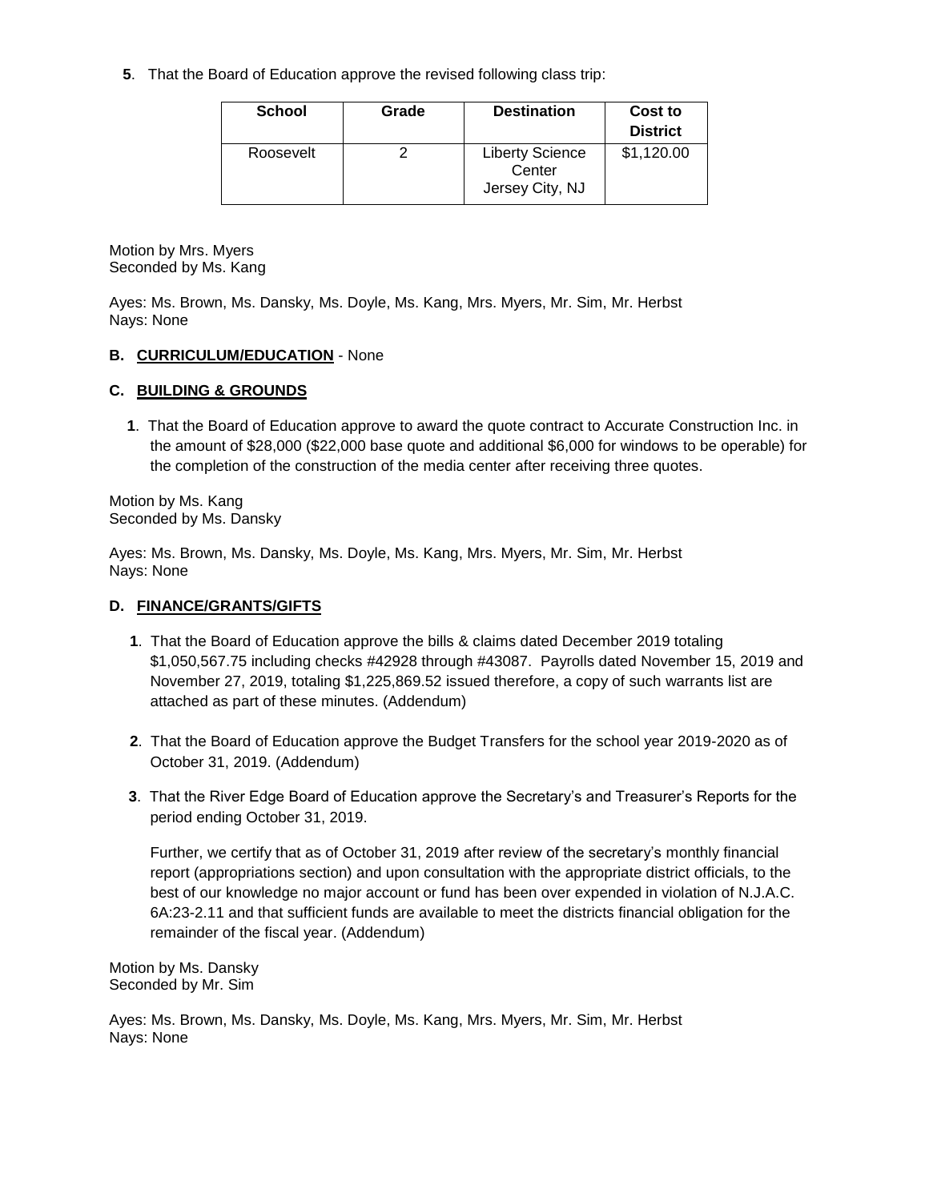**5**. That the Board of Education approve the revised following class trip:

| School | Grade | Destination | Cost to District |
|---|---|---|---|
| Roosevelt | 2 | Liberty Science Center Jersey City, NJ | $1,120.00 |

Motion by Mrs. Myers
Seconded by Ms. Kang

Ayes: Ms. Brown, Ms. Dansky, Ms. Doyle, Ms. Kang, Mrs. Myers, Mr. Sim, Mr. Herbst
Nays: None

**B. CURRICULUM/EDUCATION** - None

**C. BUILDING & GROUNDS**

**1**. That the Board of Education approve to award the quote contract to Accurate Construction Inc. in the amount of $28,000 ($22,000 base quote and additional $6,000 for windows to be operable) for the completion of the construction of the media center after receiving three quotes.

Motion by Ms. Kang
Seconded by Ms. Dansky

Ayes: Ms. Brown, Ms. Dansky, Ms. Doyle, Ms. Kang, Mrs. Myers, Mr. Sim, Mr. Herbst
Nays: None

**D. FINANCE/GRANTS/GIFTS**

**1**. That the Board of Education approve the bills & claims dated December 2019 totaling $1,050,567.75 including checks #42928 through #43087. Payrolls dated November 15, 2019 and November 27, 2019, totaling $1,225,869.52 issued therefore, a copy of such warrants list are attached as part of these minutes. (Addendum)

**2**. That the Board of Education approve the Budget Transfers for the school year 2019-2020 as of October 31, 2019. (Addendum)

**3**. That the River Edge Board of Education approve the Secretary's and Treasurer's Reports for the period ending October 31, 2019.

Further, we certify that as of October 31, 2019 after review of the secretary's monthly financial report (appropriations section) and upon consultation with the appropriate district officials, to the best of our knowledge no major account or fund has been over expended in violation of N.J.A.C. 6A:23-2.11 and that sufficient funds are available to meet the districts financial obligation for the remainder of the fiscal year. (Addendum)

Motion by Ms. Dansky
Seconded by Mr. Sim

Ayes: Ms. Brown, Ms. Dansky, Ms. Doyle, Ms. Kang, Mrs. Myers, Mr. Sim, Mr. Herbst
Nays: None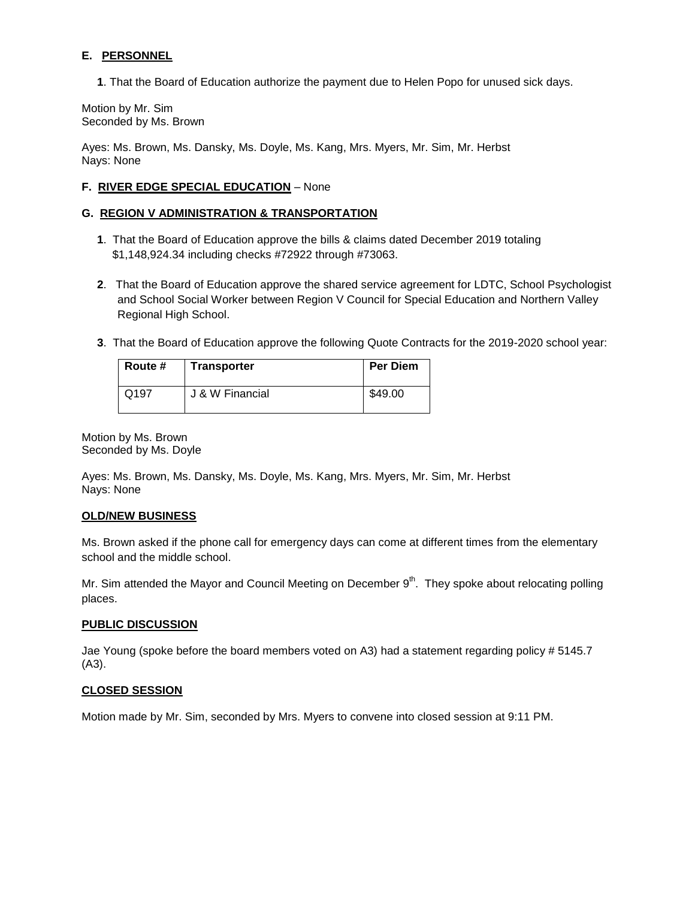**E. PERSONNEL**

**1**. That the Board of Education authorize the payment due to Helen Popo for unused sick days.

Motion by Mr. Sim
Seconded by Ms. Brown

Ayes: Ms. Brown, Ms. Dansky, Ms. Doyle, Ms. Kang, Mrs. Myers, Mr. Sim, Mr. Herbst
Nays: None

**F. RIVER EDGE SPECIAL EDUCATION** – None

**G. REGION V ADMINISTRATION & TRANSPORTATION**

**1**. That the Board of Education approve the bills & claims dated December 2019 totaling $1,148,924.34 including checks #72922 through #73063.

**2**. That the Board of Education approve the shared service agreement for LDTC, School Psychologist and School Social Worker between Region V Council for Special Education and Northern Valley Regional High School.

**3**. That the Board of Education approve the following Quote Contracts for the 2019-2020 school year:

| Route # | Transporter | Per Diem |
|---|---|---|
| Q197 | J & W Financial | $49.00 |

Motion by Ms. Brown
Seconded by Ms. Doyle

Ayes: Ms. Brown, Ms. Dansky, Ms. Doyle, Ms. Kang, Mrs. Myers, Mr. Sim, Mr. Herbst
Nays: None

**OLD/NEW BUSINESS**

Ms. Brown asked if the phone call for emergency days can come at different times from the elementary school and the middle school.

Mr. Sim attended the Mayor and Council Meeting on December 9th. They spoke about relocating polling places.

**PUBLIC DISCUSSION**

Jae Young (spoke before the board members voted on A3) had a statement regarding policy # 5145.7 (A3).

**CLOSED SESSION**

Motion made by Mr. Sim, seconded by Mrs. Myers to convene into closed session at 9:11 PM.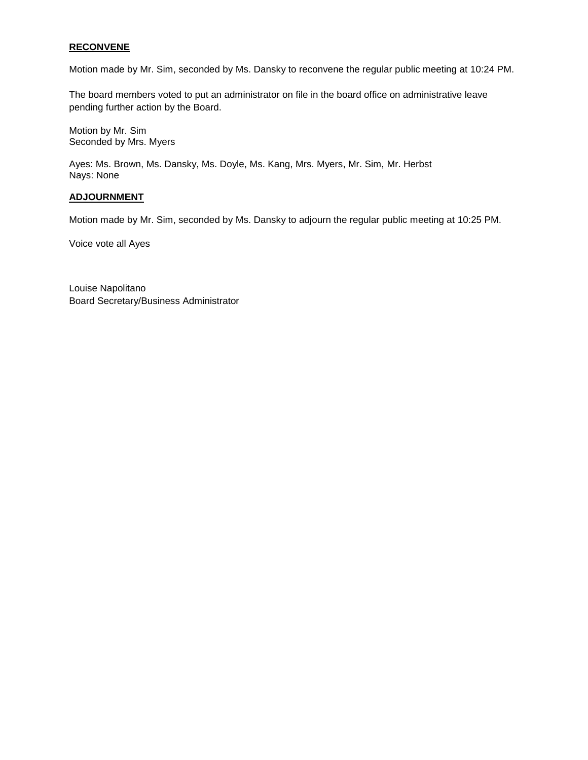**RECONVENE**

Motion made by Mr. Sim, seconded by Ms. Dansky to reconvene the regular public meeting at 10:24 PM.

The board members voted to put an administrator on file in the board office on administrative leave pending further action by the Board.

Motion by Mr. Sim
Seconded by Mrs. Myers

Ayes: Ms. Brown, Ms. Dansky, Ms. Doyle, Ms. Kang, Mrs. Myers, Mr. Sim, Mr. Herbst
Nays: None

**ADJOURNMENT**

Motion made by Mr. Sim, seconded by Ms. Dansky to adjourn the regular public meeting at 10:25 PM.

Voice vote all Ayes

Louise Napolitano
Board Secretary/Business Administrator